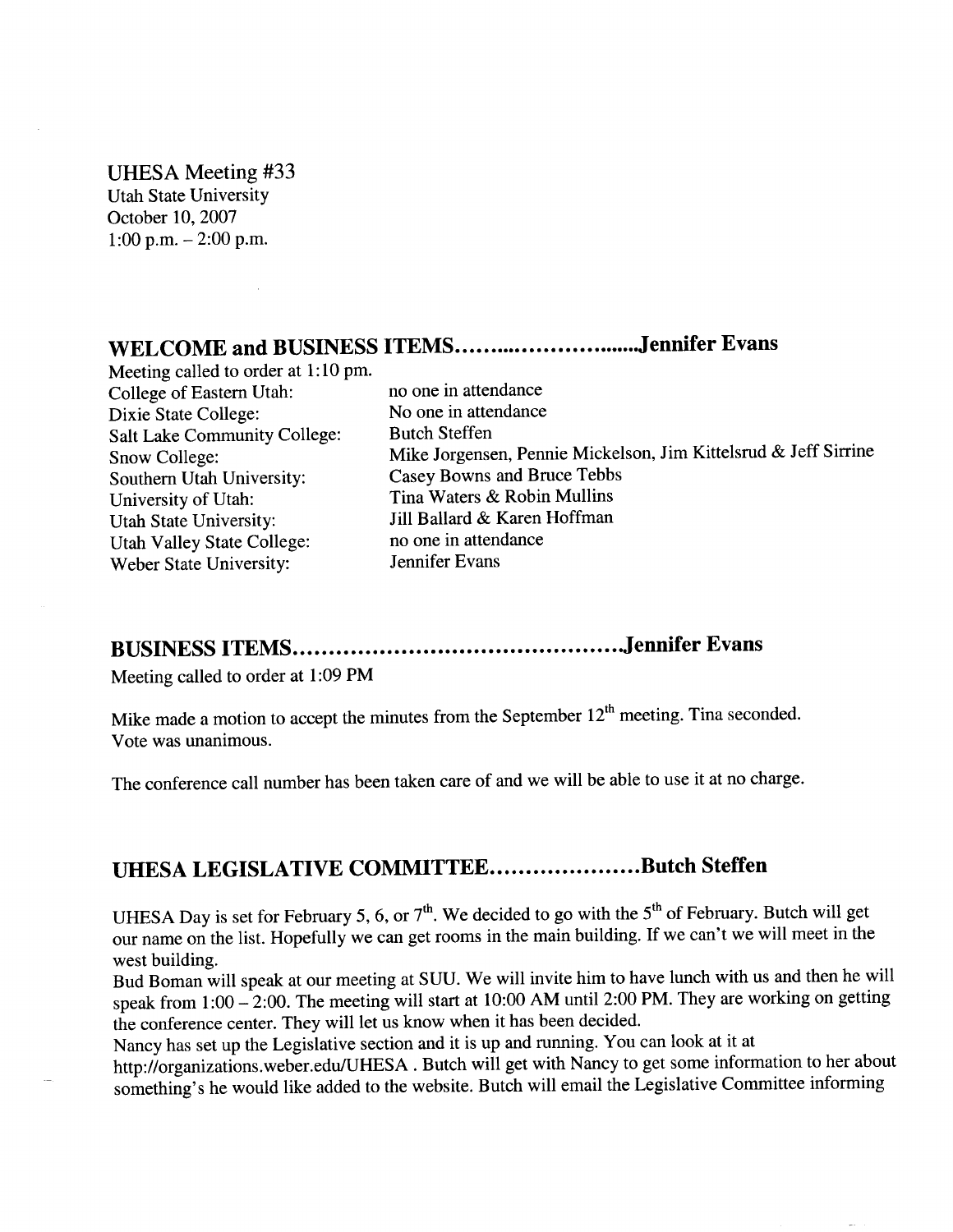UHESA Meeting #33
Utah State University
October 10, 2007
1:00 p.m. – 2:00 p.m.

## WELCOME and BUSINESS ITEMS……..………………Jennifer Evans

Meeting called to order at 1:10 pm.

| | |
|---|---|
| College of Eastern Utah: | no one in attendance |
| Dixie State College: | No one in attendance |
| Salt Lake Community College: | Butch Steffen |
| Snow College: | Mike Jorgensen, Pennie Mickelson, Jim Kittelsrud & Jeff Sirrine |
| Southern Utah University: | Casey Bowns and Bruce Tebbs |
| University of Utah: | Tina Waters & Robin Mullins |
| Utah State University: | Jill Ballard & Karen Hoffman |
| Utah Valley State College: | no one in attendance |
| Weber State University: | Jennifer Evans |

## BUSINESS ITEMS……………………………………….Jennifer Evans

Meeting called to order at 1:09 PM

Mike made a motion to accept the minutes from the September 12th meeting. Tina seconded. Vote was unanimous.

The conference call number has been taken care of and we will be able to use it at no charge.

## UHESA LEGISLATIVE COMMITTEE…………………Butch Steffen

UHESA Day is set for February 5, 6, or 7th. We decided to go with the 5th of February. Butch will get our name on the list. Hopefully we can get rooms in the main building. If we can't we will meet in the west building.
Bud Boman will speak at our meeting at SUU. We will invite him to have lunch with us and then he will speak from 1:00 – 2:00. The meeting will start at 10:00 AM until 2:00 PM. They are working on getting the conference center. They will let us know when it has been decided.
Nancy has set up the Legislative section and it is up and running. You can look at it at http://organizations.weber.edu/UHESA . Butch will get with Nancy to get some information to her about something's he would like added to the website. Butch will email the Legislative Committee informing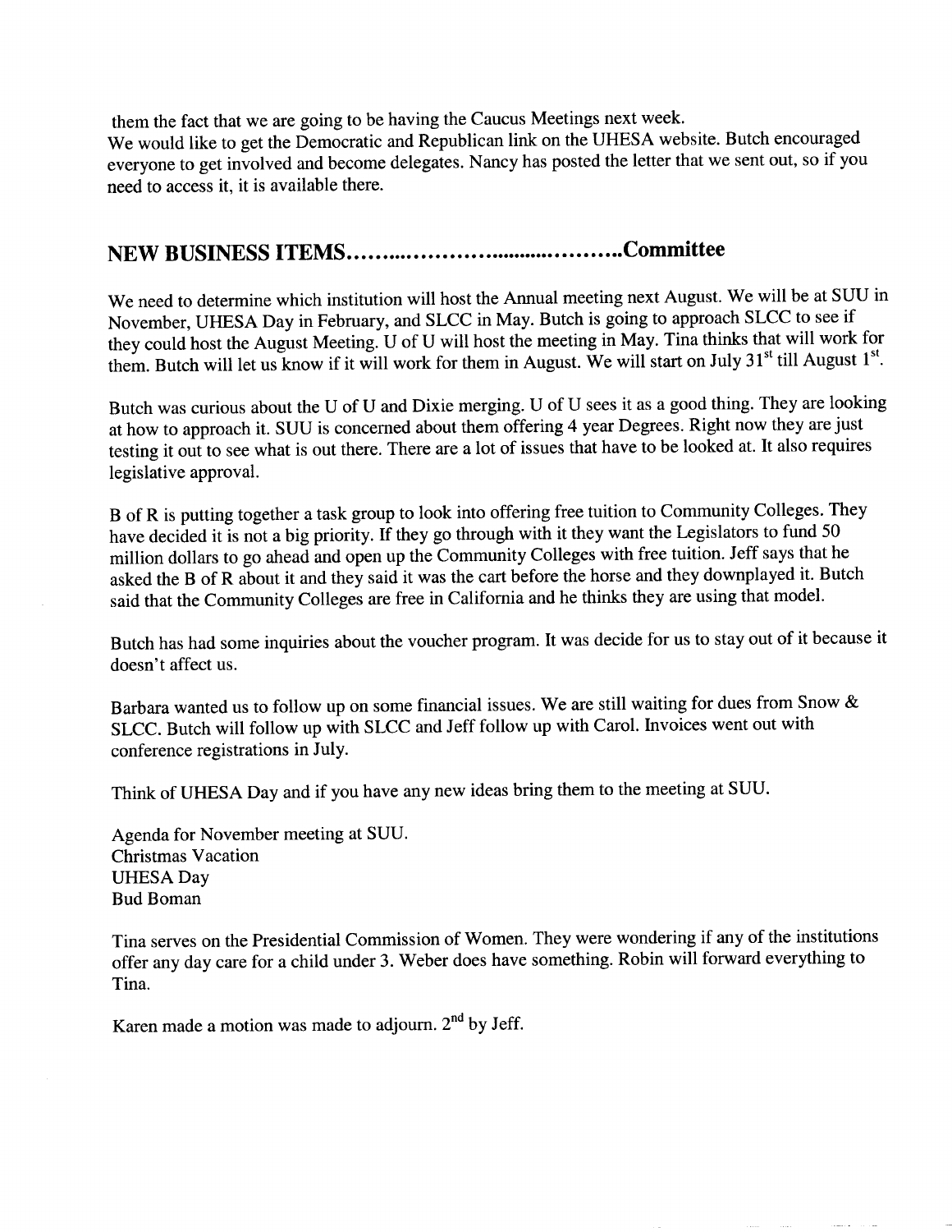them the fact that we are going to be having the Caucus Meetings next week.
We would like to get the Democratic and Republican link on the UHESA website. Butch encouraged everyone to get involved and become delegates. Nancy has posted the letter that we sent out, so if you need to access it, it is available there.

## NEW BUSINESS ITEMS…………………………………Committee

We need to determine which institution will host the Annual meeting next August. We will be at SUU in November, UHESA Day in February, and SLCC in May. Butch is going to approach SLCC to see if they could host the August Meeting. U of U will host the meeting in May. Tina thinks that will work for them. Butch will let us know if it will work for them in August. We will start on July 31st till August 1st.

Butch was curious about the U of U and Dixie merging. U of U sees it as a good thing. They are looking at how to approach it. SUU is concerned about them offering 4 year Degrees. Right now they are just testing it out to see what is out there. There are a lot of issues that have to be looked at. It also requires legislative approval.

B of R is putting together a task group to look into offering free tuition to Community Colleges. They have decided it is not a big priority. If they go through with it they want the Legislators to fund 50 million dollars to go ahead and open up the Community Colleges with free tuition. Jeff says that he asked the B of R about it and they said it was the cart before the horse and they downplayed it. Butch said that the Community Colleges are free in California and he thinks they are using that model.

Butch has had some inquiries about the voucher program. It was decide for us to stay out of it because it doesn't affect us.

Barbara wanted us to follow up on some financial issues. We are still waiting for dues from Snow & SLCC. Butch will follow up with SLCC and Jeff follow up with Carol. Invoices went out with conference registrations in July.

Think of UHESA Day and if you have any new ideas bring them to the meeting at SUU.

Agenda for November meeting at SUU.
Christmas Vacation
UHESA Day
Bud Boman

Tina serves on the Presidential Commission of Women. They were wondering if any of the institutions offer any day care for a child under 3. Weber does have something. Robin will forward everything to Tina.

Karen made a motion was made to adjourn. 2nd by Jeff.